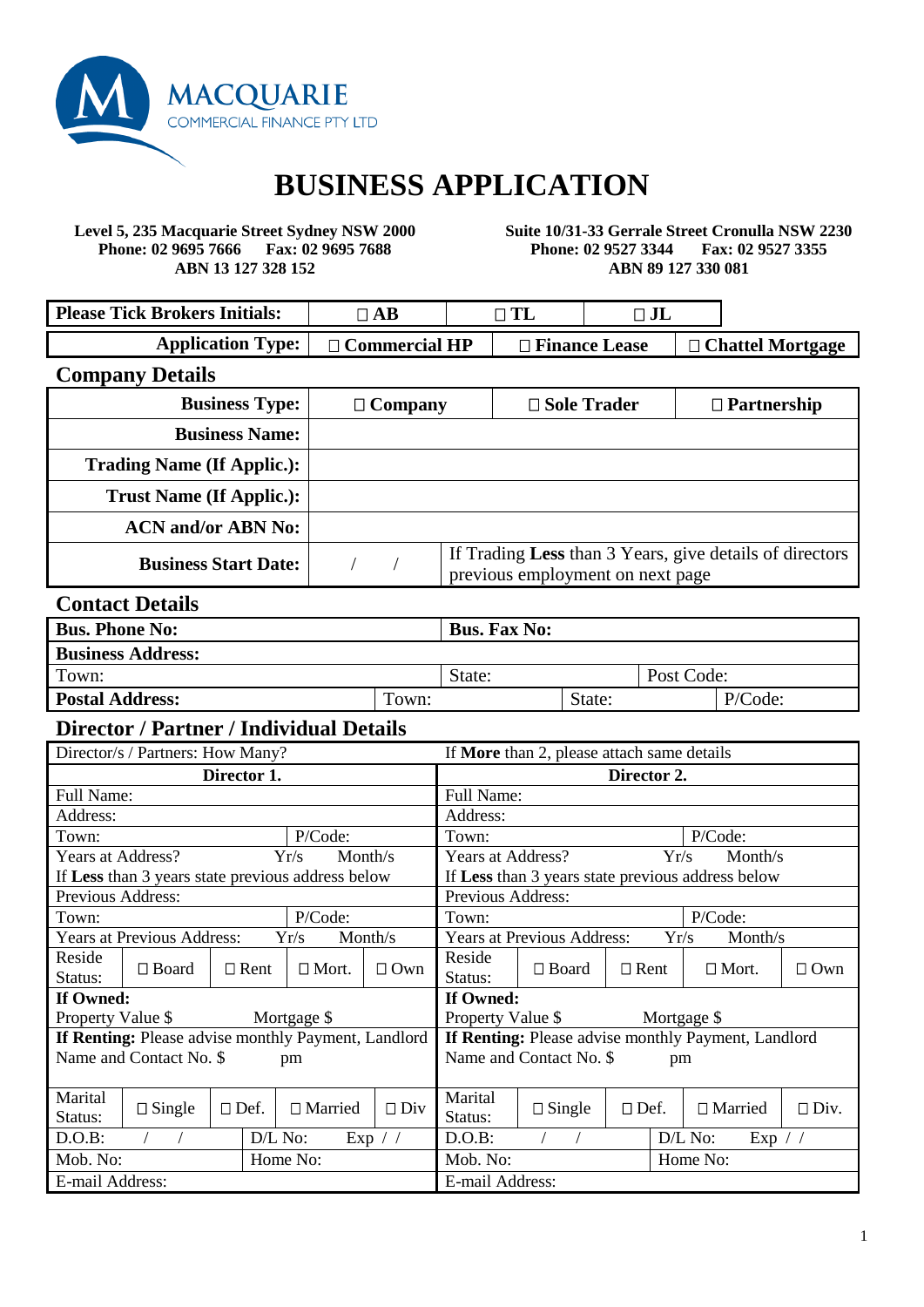MACQUARIE
COMMERCIAL FINANCE PTY LTD

# BUSINESS APPLICATION

**Level 5, 235 Macquarie Street Sydney NSW 2000**
**Phone: 02 9695 7666 Fax: 02 9695 7688**
**ABN 13 127 328 152**

**Suite 10/31-33 Gerrale Street Cronulla NSW 2230**
**Phone: 02 9527 3344 Fax: 02 9527 3355**
**ABN 89 127 330 081**

| **Please Tick Brokers Initials:** | ☐ **AB** | ☐ **TL** | ☐ **JL** |
|---|---|---|---|
| **Application Type:** | ☐ **Commercial HP** | ☐ **Finance Lease** | ☐ **Chattel Mortgage** |

## Company Details

| **Business Type:** | ☐ **Company** | ☐ **Sole Trader** | ☐ **Partnership** |
|---|---|---|---|
| **Business Name:** | | | |
| **Trading Name (If Applic.):** | | | |
| **Trust Name (If Applic.):** | | | |
| **ACN and/or ABN No:** | | | |
| **Business Start Date:** | / / | If Trading **Less** than 3 Years, give details of directors previous employment on next page | |

## Contact Details

| **Bus. Phone No:** | | **Bus. Fax No:** | | | |
|---|---|---|---|---|---|
| **Business Address:** | | | | | |
| Town: | | State: | | Post Code: | |
| **Postal Address:** | Town: | | State: | | P/Code: |

## Director / Partner / Individual Details

| Director/s / Partners: How Many? | If **More** than 2, please attach same details |
|---|---|
| **Director 1.** | **Director 2.** |
| Full Name: | Full Name: |
| Address: | Address: |
| Town: P/Code: | Town: P/Code: |
| Years at Address? Yr/s Month/s | Years at Address? Yr/s Month/s |
| If **Less** than 3 years state previous address below | If **Less** than 3 years state previous address below |
| Previous Address: | Previous Address: |
| Town: P/Code: | Town: P/Code: |
| Years at Previous Address: Yr/s Month/s | Years at Previous Address: Yr/s Month/s |
| Reside Status: ☐ Board ☐ Rent ☐ Mort. ☐ Own | Reside Status: ☐ Board ☐ Rent ☐ Mort. ☐ Own |
| **If Owned:** Property Value $ Mortgage $ | **If Owned:** Property Value $ Mortgage $ |
| **If Renting:** Please advise monthly Payment, Landlord Name and Contact No. $ pm | **If Renting:** Please advise monthly Payment, Landlord Name and Contact No. $ pm |
| Marital Status: ☐ Single ☐ Def. ☐ Married ☐ Div | Marital Status: ☐ Single ☐ Def. ☐ Married ☐ Div. |
| D.O.B: / / D/L No: Exp / / | D.O.B: / / D/L No: Exp / / |
| Mob. No: Home No: | Mob. No: Home No: |
| E-mail Address: | E-mail Address: |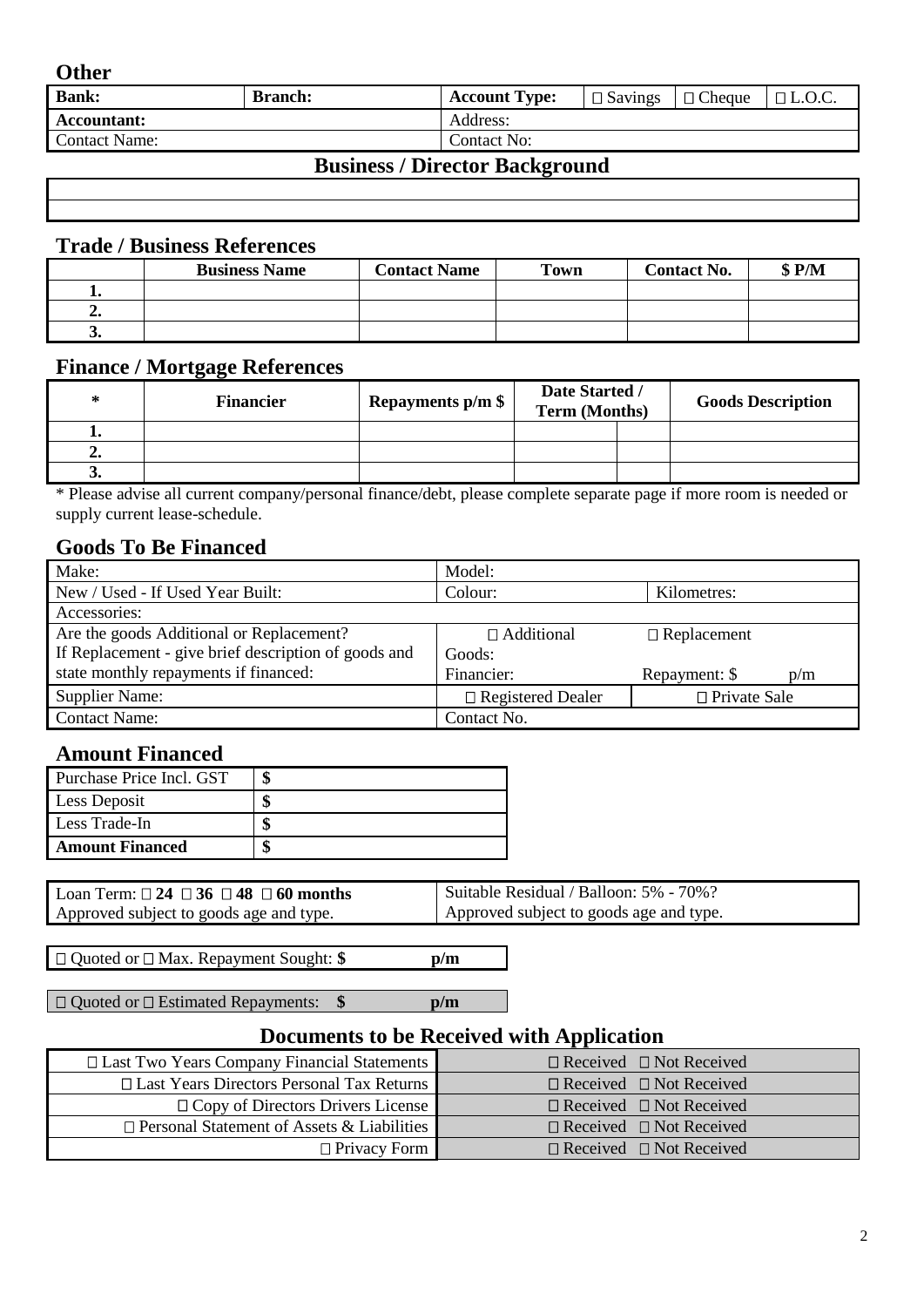## Other

| | | | | | |
|---|---|---|---|---|---|
| **Bank:** | **Branch:** | **Account Type:** | ☐ Savings | ☐ Cheque | ☐ L.O.C. |
| **Accountant:** | | Address: | | | |
| Contact Name: | | Contact No: | | | |

## Business / Director Background

| |
|---|
| |
| |

## Trade / Business References

| | Business Name | Contact Name | Town | Contact No. | $ P/M |
|---|---|---|---|---|---|
| 1. | | | | | |
| 2. | | | | | |
| 3. | | | | | |

## Finance / Mortgage References

| * | Financier | Repayments p/m $ | Date Started / Term (Months) | | Goods Description |
|---|---|---|---|---|---|
| 1. | | | | | |
| 2. | | | | | |
| 3. | | | | | |

* Please advise all current company/personal finance/debt, please complete separate page if more room is needed or supply current lease-schedule.

## Goods To Be Financed

| | | |
|---|---|---|
| Make: | Model: | |
| New / Used - If Used Year Built: | Colour: | Kilometres: |
| Accessories: | | |
| Are the goods Additional or Replacement? | ☐ Additional | ☐ Replacement |
| If Replacement - give brief description of goods and state monthly repayments if financed: | Goods:<br>Financier: | <br>Repayment: $ p/m |
| Supplier Name: | ☐ Registered Dealer | ☐ Private Sale |
| Contact Name: | Contact No. | |

## Amount Financed

| | |
|---|---|
| Purchase Price Incl. GST | **$** |
| Less Deposit | **$** |
| Less Trade-In | **$** |
| **Amount Financed** | **$** |

| | |
|---|---|
| Loan Term: ☐ **24** ☐ **36** ☐ **48** ☐ **60 months**<br>Approved subject to goods age and type. | Suitable Residual / Balloon: 5% - 70%?<br>Approved subject to goods age and type. |

☐ Quoted or ☐ Max. Repayment Sought: **$ p/m**

☐ Quoted or ☐ Estimated Repayments: **$ p/m**

## Documents to be Received with Application

| | |
|---|---|
| ☐ Last Two Years Company Financial Statements | ☐ Received ☐ Not Received |
| ☐ Last Years Directors Personal Tax Returns | ☐ Received ☐ Not Received |
| ☐ Copy of Directors Drivers License | ☐ Received ☐ Not Received |
| ☐ Personal Statement of Assets & Liabilities | ☐ Received ☐ Not Received |
| ☐ Privacy Form | ☐ Received ☐ Not Received |